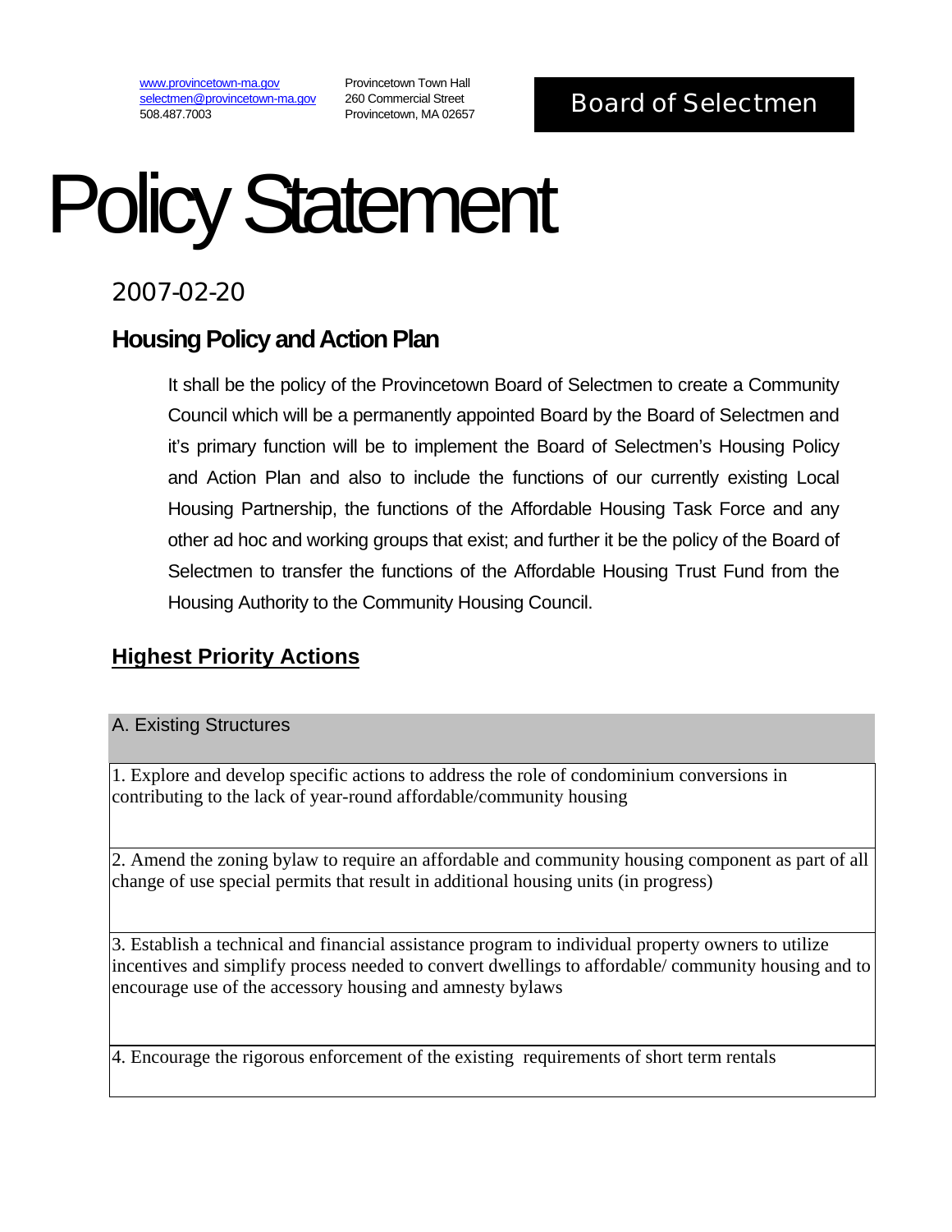www.provincetown-ma.gov
selectmen@provincetown-ma.gov
508.487.7003

Provincetown Town Hall
260 Commercial Street
Provincetown, MA 02657

**Board of Selectmen**

# Policy Statement

## 2007-02-20

## Housing Policy and Action Plan

It shall be the policy of the Provincetown Board of Selectmen to create a Community Council which will be a permanently appointed Board by the Board of Selectmen and it's primary function will be to implement the Board of Selectmen's Housing Policy and Action Plan and also to include the functions of our currently existing Local Housing Partnership, the functions of the Affordable Housing Task Force and any other ad hoc and working groups that exist; and further it be the policy of the Board of Selectmen to transfer the functions of the Affordable Housing Trust Fund from the Housing Authority to the Community Housing Council.

## Highest Priority Actions

| A. Existing Structures |
| --- |
| 1. Explore and develop specific actions to address the role of condominium conversions in contributing to the lack of year-round affordable/community housing |
| 2. Amend the zoning bylaw to require an affordable and community housing component as part of all change of use special permits that result in additional housing units (in progress) |
| 3. Establish a technical and financial assistance program to individual property owners to utilize incentives and simplify process needed to convert dwellings to affordable/ community housing and to encourage use of the accessory housing and amnesty bylaws |
| 4. Encourage the rigorous enforcement of the existing requirements of short term rentals |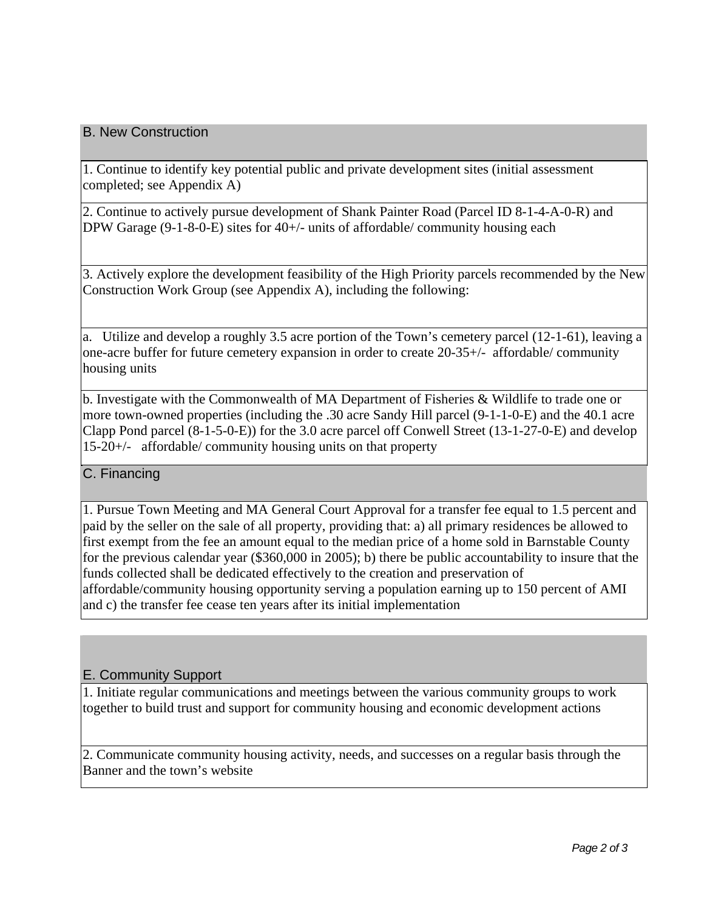## B. New Construction

1. Continue to identify key potential public and private development sites (initial assessment completed; see Appendix A)

2. Continue to actively pursue development of Shank Painter Road (Parcel ID 8-1-4-A-0-R) and DPW Garage (9-1-8-0-E) sites for 40+/- units of affordable/ community housing each

3. Actively explore the development feasibility of the High Priority parcels recommended by the New Construction Work Group (see Appendix A), including the following:

a. Utilize and develop a roughly 3.5 acre portion of the Town's cemetery parcel (12-1-61), leaving a one-acre buffer for future cemetery expansion in order to create 20-35+/- affordable/ community housing units

b. Investigate with the Commonwealth of MA Department of Fisheries & Wildlife to trade one or more town-owned properties (including the .30 acre Sandy Hill parcel (9-1-1-0-E) and the 40.1 acre Clapp Pond parcel (8-1-5-0-E)) for the 3.0 acre parcel off Conwell Street (13-1-27-0-E) and develop 15-20+/- affordable/ community housing units on that property

## C. Financing

1. Pursue Town Meeting and MA General Court Approval for a transfer fee equal to 1.5 percent and paid by the seller on the sale of all property, providing that: a) all primary residences be allowed to first exempt from the fee an amount equal to the median price of a home sold in Barnstable County for the previous calendar year ($360,000 in 2005); b) there be public accountability to insure that the funds collected shall be dedicated effectively to the creation and preservation of affordable/community housing opportunity serving a population earning up to 150 percent of AMI and c) the transfer fee cease ten years after its initial implementation

## E. Community Support

1. Initiate regular communications and meetings between the various community groups to work together to build trust and support for community housing and economic development actions

2. Communicate community housing activity, needs, and successes on a regular basis through the Banner and the town's website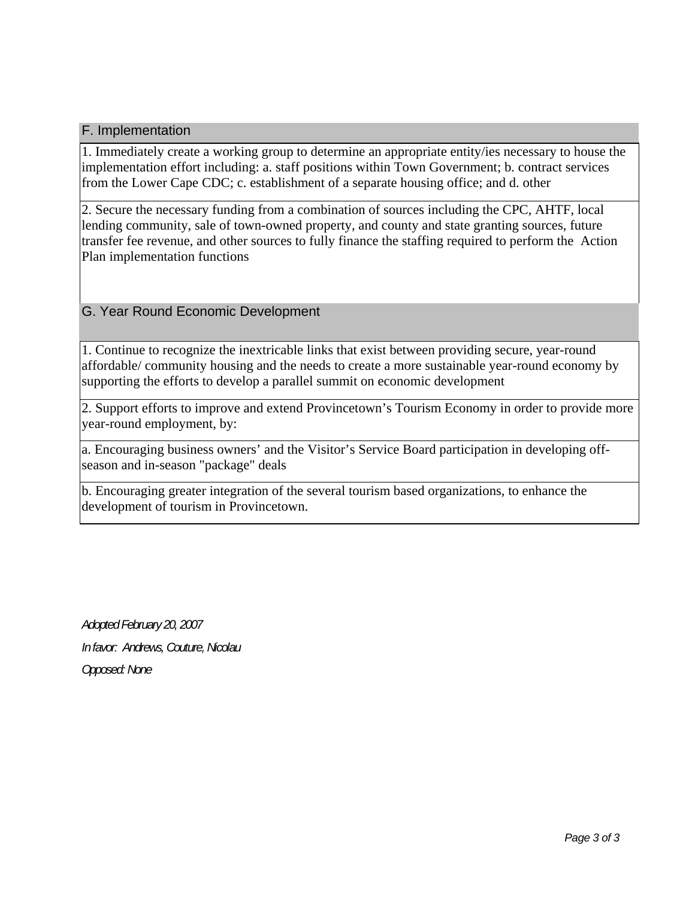## F. Implementation

1. Immediately create a working group to determine an appropriate entity/ies necessary to house the implementation effort including: a. staff positions within Town Government; b. contract services from the Lower Cape CDC; c. establishment of a separate housing office; and d. other

2. Secure the necessary funding from a combination of sources including the CPC, AHTF, local lending community, sale of town-owned property, and county and state granting sources, future transfer fee revenue, and other sources to fully finance the staffing required to perform the Action Plan implementation functions

## G. Year Round Economic Development

1. Continue to recognize the inextricable links that exist between providing secure, year-round affordable/ community housing and the needs to create a more sustainable year-round economy by supporting the efforts to develop a parallel summit on economic development

2. Support efforts to improve and extend Provincetown's Tourism Economy in order to provide more year-round employment, by:

a. Encouraging business owners' and the Visitor's Service Board participation in developing off-season and in-season "package" deals

b. Encouraging greater integration of the several tourism based organizations, to enhance the development of tourism in Provincetown.

*Adopted February 20, 2007*

*In favor: Andrews, Couture, Nicolau*

*Opposed: None*